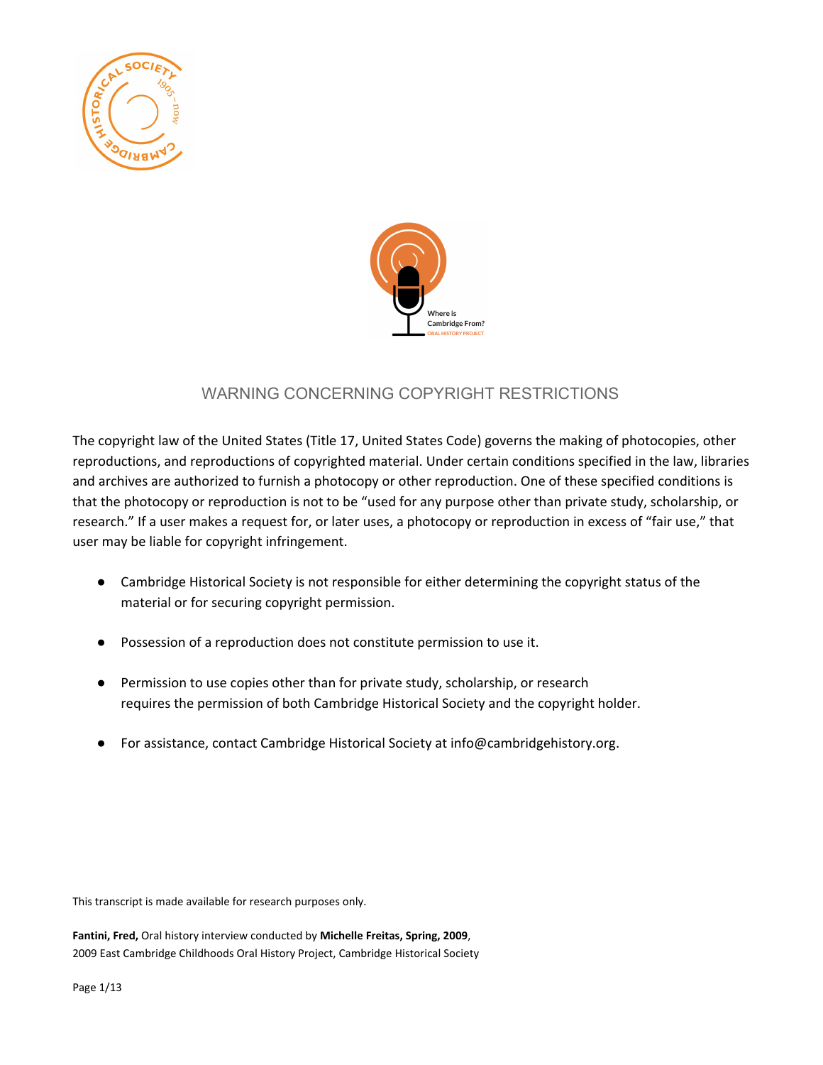## WARNING CONCERNING COPYRIGHT RESTRICTIONS

The copyright law of the United States (Title 17, United States Code) governs the making of photocopies, other reproductions, and reproductions of copyrighted material. Under certain conditions specified in the law, libraries and archives are authorized to furnish a photocopy or other reproduction. One of these specified conditions is that the photocopy or reproduction is not to be "used for any purpose other than private study, scholarship, or research." If a user makes a request for, or later uses, a photocopy or reproduction in excess of "fair use," that user may be liable for copyright infringement.

- Cambridge Historical Society is not responsible for either determining the copyright status of the material or for securing copyright permission.
- Possession of a reproduction does not constitute permission to use it.
- Permission to use copies other than for private study, scholarship, or research requires the permission of both Cambridge Historical Society and the copyright holder.
- For assistance, contact Cambridge Historical Society at info@cambridgehistory.org.

This transcript is made available for research purposes only.

**Fantini, Fred,** Oral history interview conducted by **Michelle Freitas, Spring, 2009**, 2009 East Cambridge Childhoods Oral History Project, Cambridge Historical Society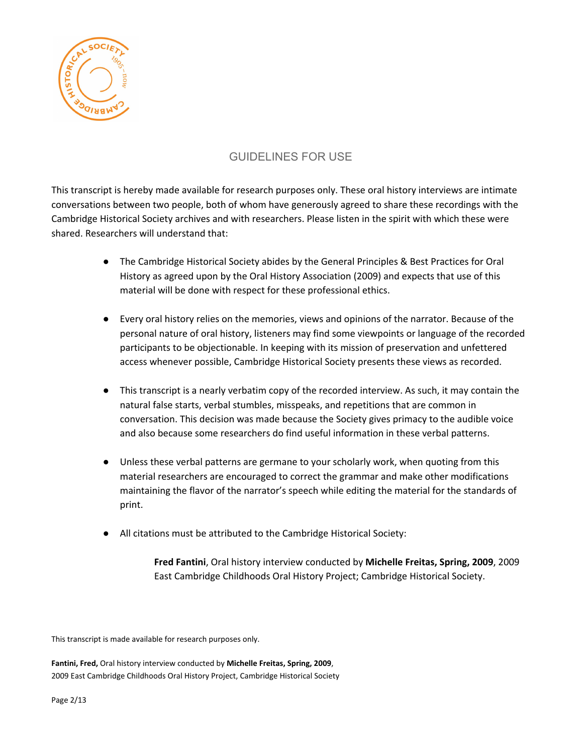## GUIDELINES FOR USE

This transcript is hereby made available for research purposes only. These oral history interviews are intimate conversations between two people, both of whom have generously agreed to share these recordings with the Cambridge Historical Society archives and with researchers. Please listen in the spirit with which these were shared. Researchers will understand that:

- The Cambridge Historical Society abides by the General Principles & Best Practices for Oral History as agreed upon by the Oral History Association (2009) and expects that use of this material will be done with respect for these professional ethics.

- Every oral history relies on the memories, views and opinions of the narrator. Because of the personal nature of oral history, listeners may find some viewpoints or language of the recorded participants to be objectionable. In keeping with its mission of preservation and unfettered access whenever possible, Cambridge Historical Society presents these views as recorded.

- This transcript is a nearly verbatim copy of the recorded interview. As such, it may contain the natural false starts, verbal stumbles, misspeaks, and repetitions that are common in conversation. This decision was made because the Society gives primacy to the audible voice and also because some researchers do find useful information in these verbal patterns.

- Unless these verbal patterns are germane to your scholarly work, when quoting from this material researchers are encouraged to correct the grammar and make other modifications maintaining the flavor of the narrator's speech while editing the material for the standards of print.

- All citations must be attributed to the Cambridge Historical Society:

  **Fred Fantini**, Oral history interview conducted by **Michelle Freitas, Spring, 2009**, 2009 East Cambridge Childhoods Oral History Project; Cambridge Historical Society.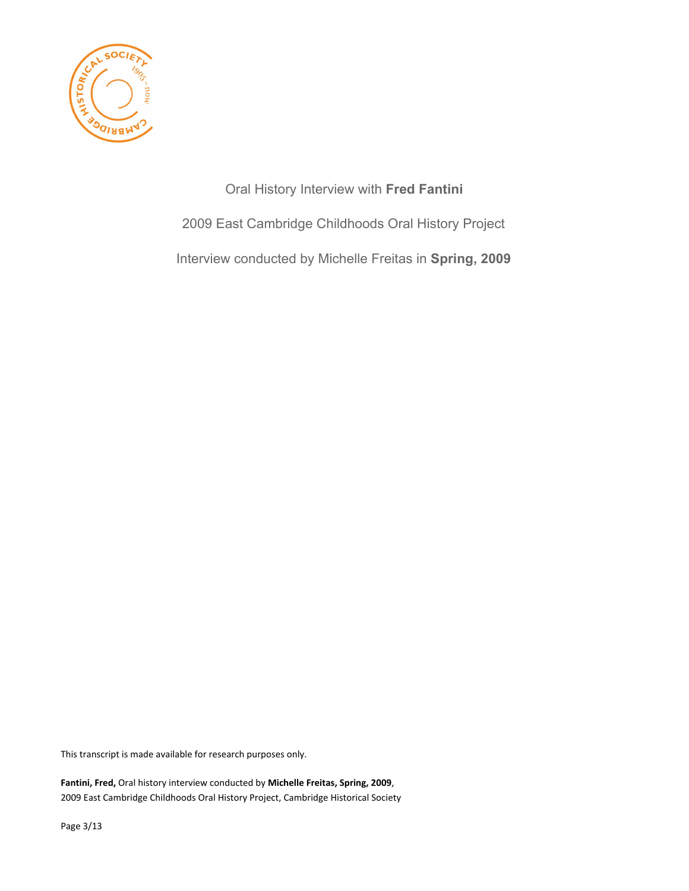Oral History Interview with **Fred Fantini**

2009 East Cambridge Childhoods Oral History Project

Interview conducted by Michelle Freitas in **Spring, 2009**

This transcript is made available for research purposes only.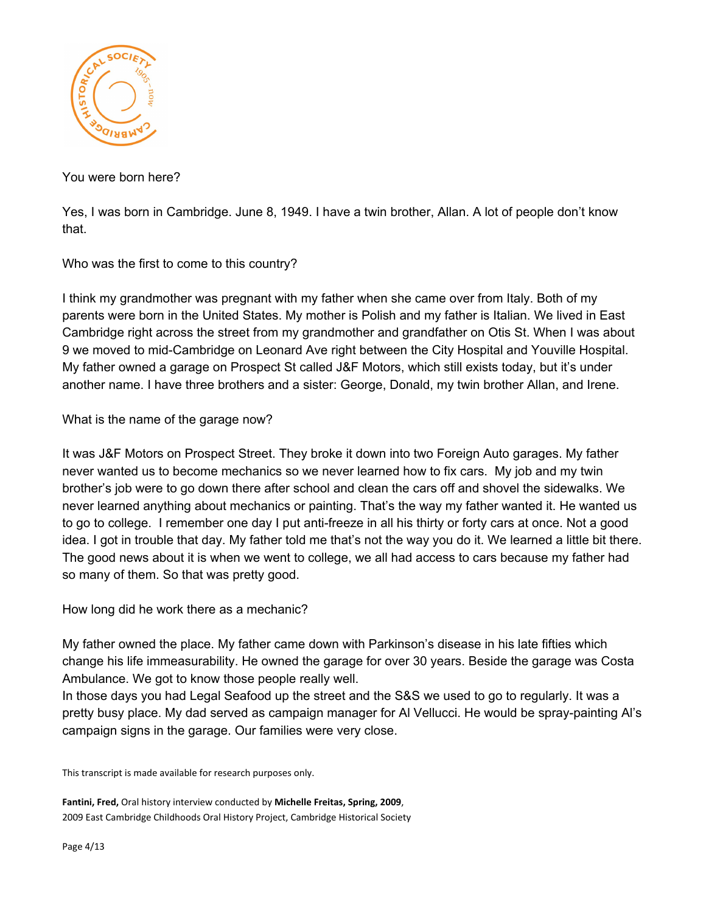You were born here?

Yes, I was born in Cambridge. June 8, 1949. I have a twin brother, Allan. A lot of people don't know that.

Who was the first to come to this country?

I think my grandmother was pregnant with my father when she came over from Italy. Both of my parents were born in the United States. My mother is Polish and my father is Italian. We lived in East Cambridge right across the street from my grandmother and grandfather on Otis St. When I was about 9 we moved to mid-Cambridge on Leonard Ave right between the City Hospital and Youville Hospital. My father owned a garage on Prospect St called J&F Motors, which still exists today, but it's under another name. I have three brothers and a sister: George, Donald, my twin brother Allan, and Irene.

What is the name of the garage now?

It was J&F Motors on Prospect Street. They broke it down into two Foreign Auto garages. My father never wanted us to become mechanics so we never learned how to fix cars. My job and my twin brother's job were to go down there after school and clean the cars off and shovel the sidewalks. We never learned anything about mechanics or painting. That's the way my father wanted it. He wanted us to go to college. I remember one day I put anti-freeze in all his thirty or forty cars at once. Not a good idea. I got in trouble that day. My father told me that's not the way you do it. We learned a little bit there. The good news about it is when we went to college, we all had access to cars because my father had so many of them. So that was pretty good.

How long did he work there as a mechanic?

My father owned the place. My father came down with Parkinson's disease in his late fifties which change his life immeasurability. He owned the garage for over 30 years. Beside the garage was Costa Ambulance. We got to know those people really well.
In those days you had Legal Seafood up the street and the S&S we used to go to regularly. It was a pretty busy place. My dad served as campaign manager for Al Vellucci. He would be spray-painting Al's campaign signs in the garage. Our families were very close.

This transcript is made available for research purposes only.

**Fantini, Fred,** Oral history interview conducted by **Michelle Freitas, Spring, 2009**,
2009 East Cambridge Childhoods Oral History Project, Cambridge Historical Society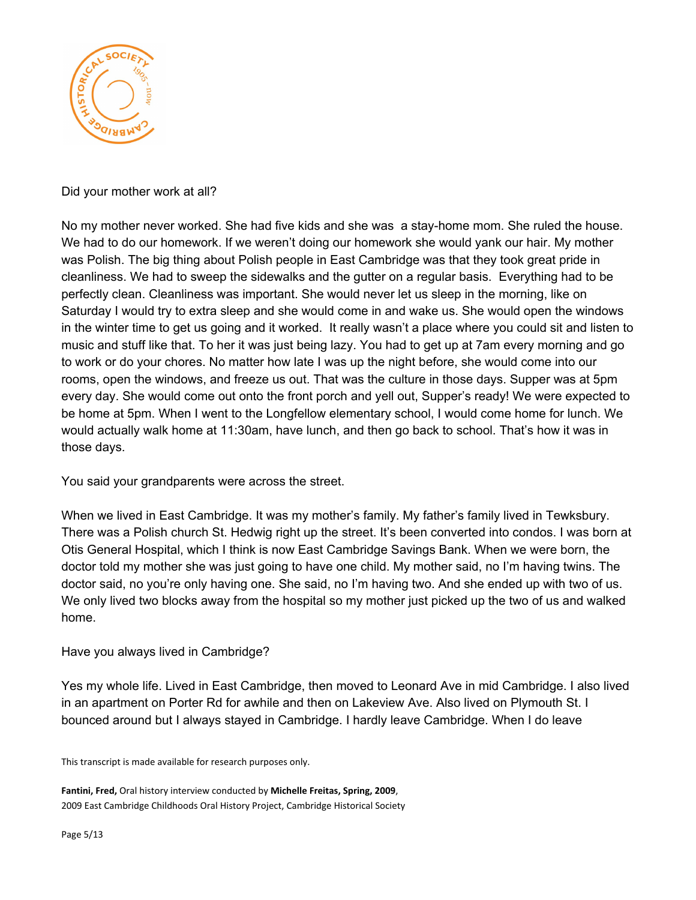Did your mother work at all?

No my mother never worked. She had five kids and she was  a stay-home mom. She ruled the house. We had to do our homework. If we weren't doing our homework she would yank our hair. My mother was Polish. The big thing about Polish people in East Cambridge was that they took great pride in cleanliness. We had to sweep the sidewalks and the gutter on a regular basis.  Everything had to be perfectly clean. Cleanliness was important. She would never let us sleep in the morning, like on Saturday I would try to extra sleep and she would come in and wake us. She would open the windows in the winter time to get us going and it worked.  It really wasn't a place where you could sit and listen to music and stuff like that. To her it was just being lazy. You had to get up at 7am every morning and go to work or do your chores. No matter how late I was up the night before, she would come into our rooms, open the windows, and freeze us out. That was the culture in those days. Supper was at 5pm every day. She would come out onto the front porch and yell out, Supper's ready! We were expected to be home at 5pm. When I went to the Longfellow elementary school, I would come home for lunch. We would actually walk home at 11:30am, have lunch, and then go back to school. That's how it was in those days.

You said your grandparents were across the street.

When we lived in East Cambridge. It was my mother's family. My father's family lived in Tewksbury. There was a Polish church St. Hedwig right up the street. It's been converted into condos. I was born at Otis General Hospital, which I think is now East Cambridge Savings Bank. When we were born, the doctor told my mother she was just going to have one child. My mother said, no I'm having twins. The doctor said, no you're only having one. She said, no I'm having two. And she ended up with two of us. We only lived two blocks away from the hospital so my mother just picked up the two of us and walked home.

Have you always lived in Cambridge?

Yes my whole life. Lived in East Cambridge, then moved to Leonard Ave in mid Cambridge. I also lived in an apartment on Porter Rd for awhile and then on Lakeview Ave. Also lived on Plymouth St. I bounced around but I always stayed in Cambridge. I hardly leave Cambridge. When I do leave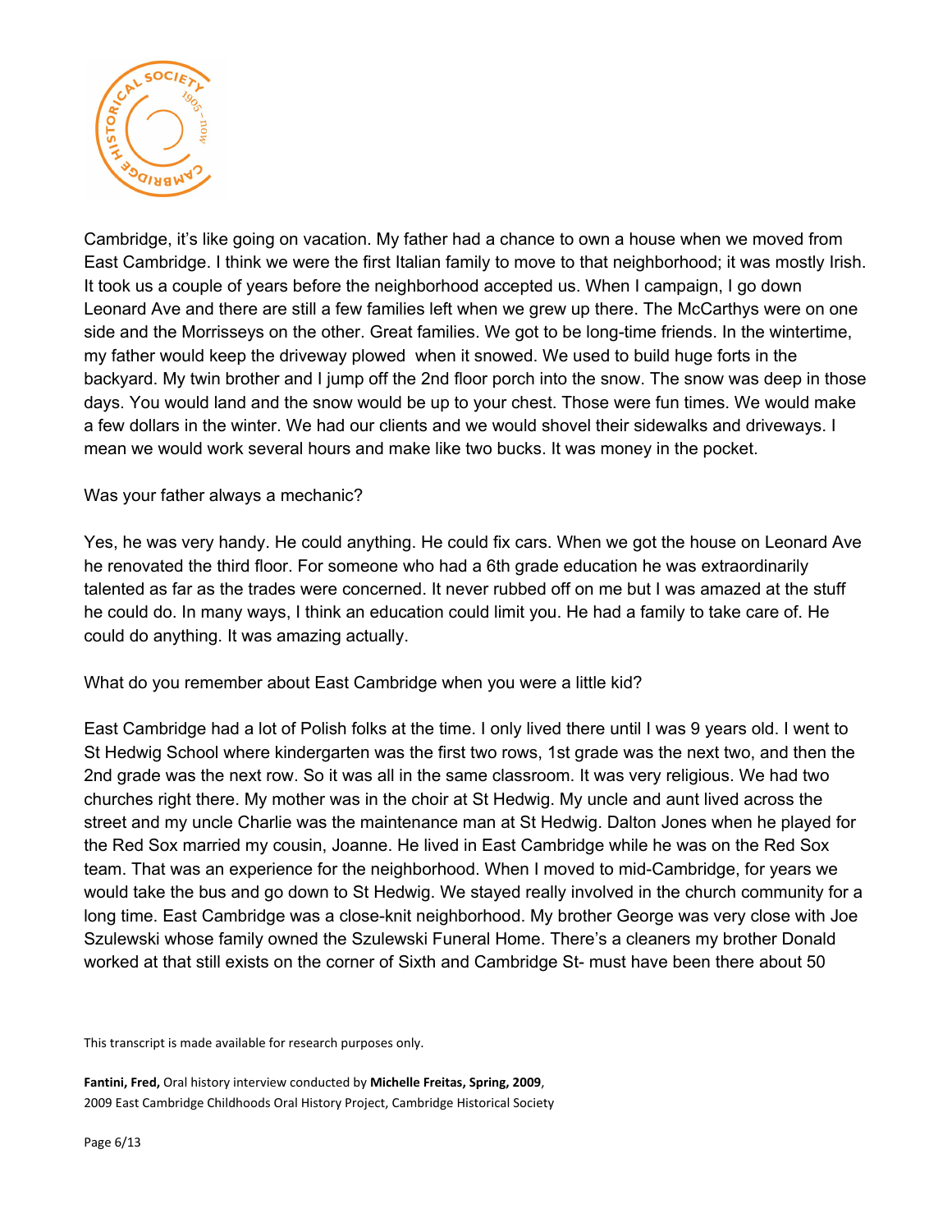Cambridge, it's like going on vacation. My father had a chance to own a house when we moved from East Cambridge. I think we were the first Italian family to move to that neighborhood; it was mostly Irish. It took us a couple of years before the neighborhood accepted us. When I campaign, I go down Leonard Ave and there are still a few families left when we grew up there. The McCarthys were on one side and the Morrisseys on the other. Great families. We got to be long-time friends. In the wintertime, my father would keep the driveway plowed when it snowed. We used to build huge forts in the backyard. My twin brother and I jump off the 2nd floor porch into the snow. The snow was deep in those days. You would land and the snow would be up to your chest. Those were fun times. We would make a few dollars in the winter. We had our clients and we would shovel their sidewalks and driveways. I mean we would work several hours and make like two bucks. It was money in the pocket.

Was your father always a mechanic?

Yes, he was very handy. He could anything. He could fix cars. When we got the house on Leonard Ave he renovated the third floor. For someone who had a 6th grade education he was extraordinarily talented as far as the trades were concerned. It never rubbed off on me but I was amazed at the stuff he could do. In many ways, I think an education could limit you. He had a family to take care of. He could do anything. It was amazing actually.

What do you remember about East Cambridge when you were a little kid?

East Cambridge had a lot of Polish folks at the time. I only lived there until I was 9 years old. I went to St Hedwig School where kindergarten was the first two rows, 1st grade was the next two, and then the 2nd grade was the next row. So it was all in the same classroom. It was very religious. We had two churches right there. My mother was in the choir at St Hedwig. My uncle and aunt lived across the street and my uncle Charlie was the maintenance man at St Hedwig. Dalton Jones when he played for the Red Sox married my cousin, Joanne. He lived in East Cambridge while he was on the Red Sox team. That was an experience for the neighborhood. When I moved to mid-Cambridge, for years we would take the bus and go down to St Hedwig. We stayed really involved in the church community for a long time. East Cambridge was a close-knit neighborhood. My brother George was very close with Joe Szulewski whose family owned the Szulewski Funeral Home. There's a cleaners my brother Donald worked at that still exists on the corner of Sixth and Cambridge St- must have been there about 50

This transcript is made available for research purposes only.

**Fantini, Fred,** Oral history interview conducted by **Michelle Freitas, Spring, 2009**, 2009 East Cambridge Childhoods Oral History Project, Cambridge Historical Society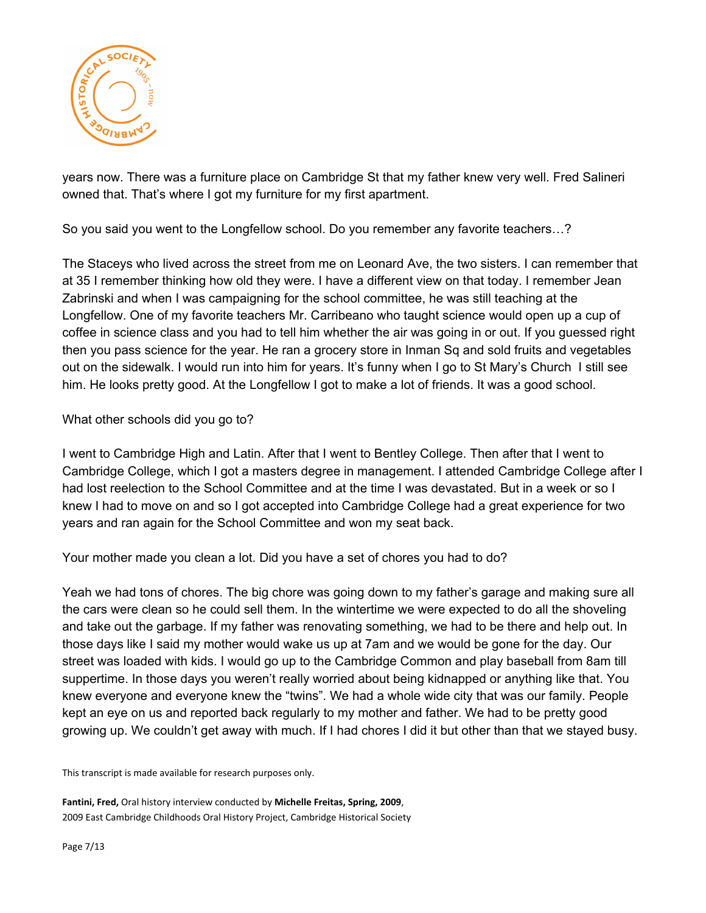years now. There was a furniture place on Cambridge St that my father knew very well. Fred Salineri owned that. That's where I got my furniture for my first apartment.

So you said you went to the Longfellow school. Do you remember any favorite teachers…?

The Staceys who lived across the street from me on Leonard Ave, the two sisters. I can remember that at 35 I remember thinking how old they were. I have a different view on that today. I remember Jean Zabrinski and when I was campaigning for the school committee, he was still teaching at the Longfellow. One of my favorite teachers Mr. Carribeano who taught science would open up a cup of coffee in science class and you had to tell him whether the air was going in or out. If you guessed right then you pass science for the year. He ran a grocery store in Inman Sq and sold fruits and vegetables out on the sidewalk. I would run into him for years. It's funny when I go to St Mary's Church I still see him. He looks pretty good. At the Longfellow I got to make a lot of friends. It was a good school.

What other schools did you go to?

I went to Cambridge High and Latin. After that I went to Bentley College. Then after that I went to Cambridge College, which I got a masters degree in management. I attended Cambridge College after I had lost reelection to the School Committee and at the time I was devastated. But in a week or so I knew I had to move on and so I got accepted into Cambridge College had a great experience for two years and ran again for the School Committee and won my seat back.

Your mother made you clean a lot. Did you have a set of chores you had to do?

Yeah we had tons of chores. The big chore was going down to my father's garage and making sure all the cars were clean so he could sell them. In the wintertime we were expected to do all the shoveling and take out the garbage. If my father was renovating something, we had to be there and help out. In those days like I said my mother would wake us up at 7am and we would be gone for the day. Our street was loaded with kids. I would go up to the Cambridge Common and play baseball from 8am till suppertime. In those days you weren't really worried about being kidnapped or anything like that. You knew everyone and everyone knew the "twins". We had a whole wide city that was our family. People kept an eye on us and reported back regularly to my mother and father. We had to be pretty good growing up. We couldn't get away with much. If I had chores I did it but other than that we stayed busy.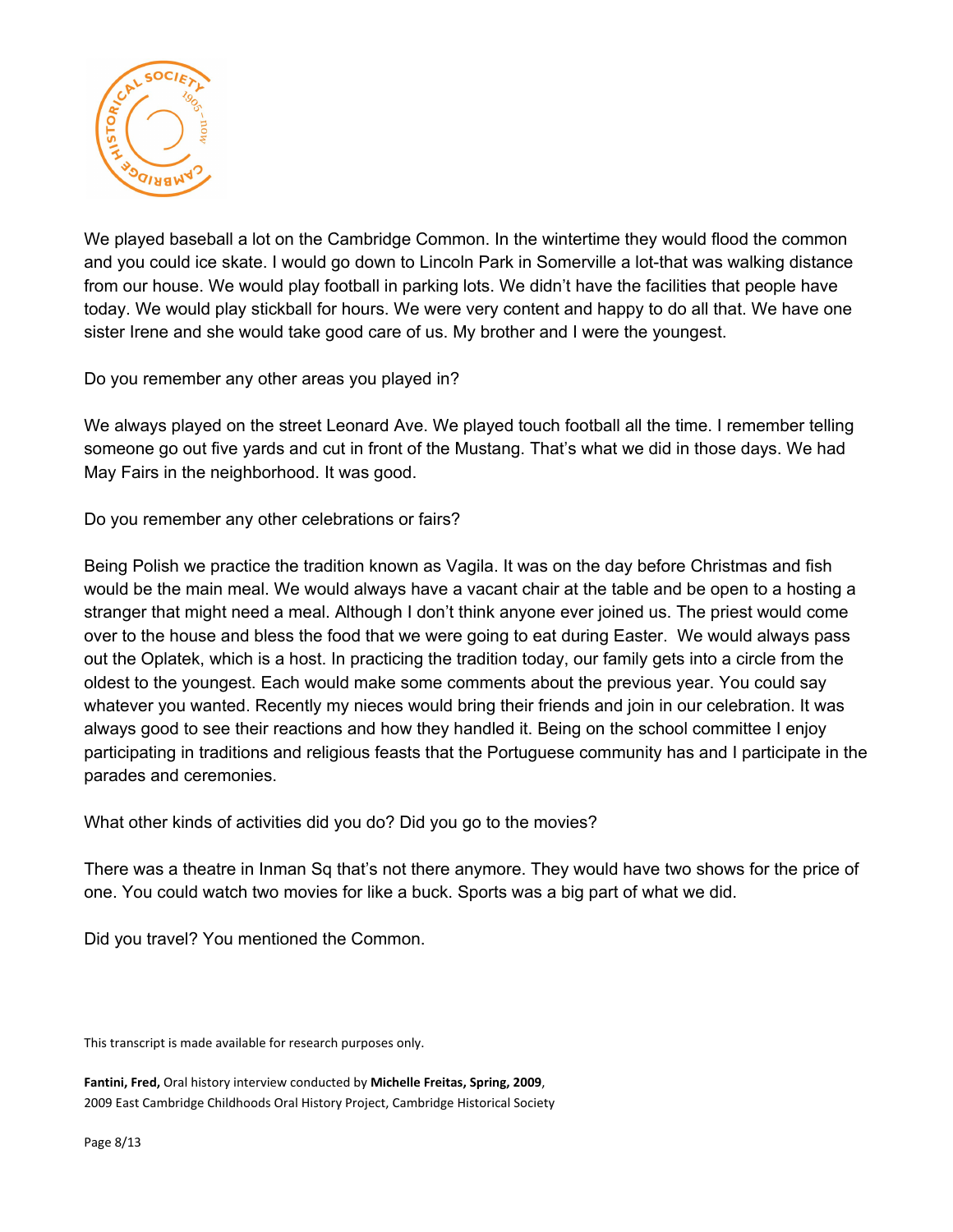We played baseball a lot on the Cambridge Common. In the wintertime they would flood the common and you could ice skate. I would go down to Lincoln Park in Somerville a lot-that was walking distance from our house. We would play football in parking lots. We didn't have the facilities that people have today. We would play stickball for hours. We were very content and happy to do all that. We have one sister Irene and she would take good care of us. My brother and I were the youngest.

Do you remember any other areas you played in?

We always played on the street Leonard Ave. We played touch football all the time. I remember telling someone go out five yards and cut in front of the Mustang. That's what we did in those days. We had May Fairs in the neighborhood. It was good.

Do you remember any other celebrations or fairs?

Being Polish we practice the tradition known as Vagila. It was on the day before Christmas and fish would be the main meal. We would always have a vacant chair at the table and be open to a hosting a stranger that might need a meal. Although I don't think anyone ever joined us. The priest would come over to the house and bless the food that we were going to eat during Easter. We would always pass out the Oplatek, which is a host. In practicing the tradition today, our family gets into a circle from the oldest to the youngest. Each would make some comments about the previous year. You could say whatever you wanted. Recently my nieces would bring their friends and join in our celebration. It was always good to see their reactions and how they handled it. Being on the school committee I enjoy participating in traditions and religious feasts that the Portuguese community has and I participate in the parades and ceremonies.

What other kinds of activities did you do? Did you go to the movies?

There was a theatre in Inman Sq that's not there anymore. They would have two shows for the price of one. You could watch two movies for like a buck. Sports was a big part of what we did.

Did you travel? You mentioned the Common.

This transcript is made available for research purposes only.

**Fantini, Fred,** Oral history interview conducted by **Michelle Freitas, Spring, 2009**, 2009 East Cambridge Childhoods Oral History Project, Cambridge Historical Society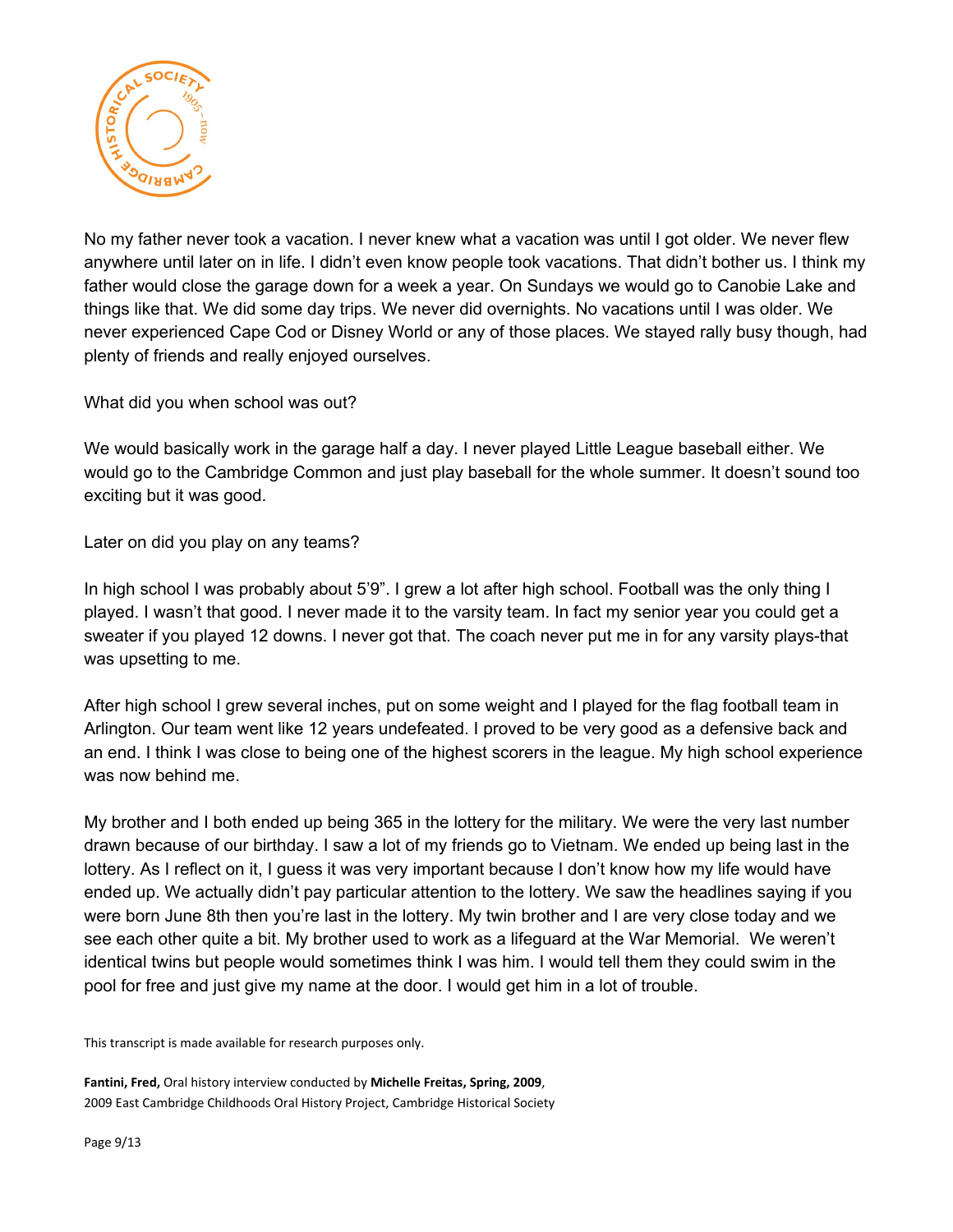No my father never took a vacation. I never knew what a vacation was until I got older. We never flew anywhere until later on in life. I didn't even know people took vacations. That didn't bother us. I think my father would close the garage down for a week a year. On Sundays we would go to Canobie Lake and things like that. We did some day trips. We never did overnights. No vacations until I was older. We never experienced Cape Cod or Disney World or any of those places. We stayed rally busy though, had plenty of friends and really enjoyed ourselves.

What did you when school was out?

We would basically work in the garage half a day. I never played Little League baseball either. We would go to the Cambridge Common and just play baseball for the whole summer. It doesn't sound too exciting but it was good.

Later on did you play on any teams?

In high school I was probably about 5'9". I grew a lot after high school. Football was the only thing I played. I wasn't that good. I never made it to the varsity team. In fact my senior year you could get a sweater if you played 12 downs. I never got that. The coach never put me in for any varsity plays-that was upsetting to me.

After high school I grew several inches, put on some weight and I played for the flag football team in Arlington. Our team went like 12 years undefeated. I proved to be very good as a defensive back and an end. I think I was close to being one of the highest scorers in the league. My high school experience was now behind me.

My brother and I both ended up being 365 in the lottery for the military. We were the very last number drawn because of our birthday. I saw a lot of my friends go to Vietnam. We ended up being last in the lottery. As I reflect on it, I guess it was very important because I don't know how my life would have ended up. We actually didn't pay particular attention to the lottery. We saw the headlines saying if you were born June 8th then you're last in the lottery. My twin brother and I are very close today and we see each other quite a bit. My brother used to work as a lifeguard at the War Memorial. We weren't identical twins but people would sometimes think I was him. I would tell them they could swim in the pool for free and just give my name at the door. I would get him in a lot of trouble.

This transcript is made available for research purposes only.

**Fantini, Fred,** Oral history interview conducted by **Michelle Freitas, Spring, 2009**, 2009 East Cambridge Childhoods Oral History Project, Cambridge Historical Society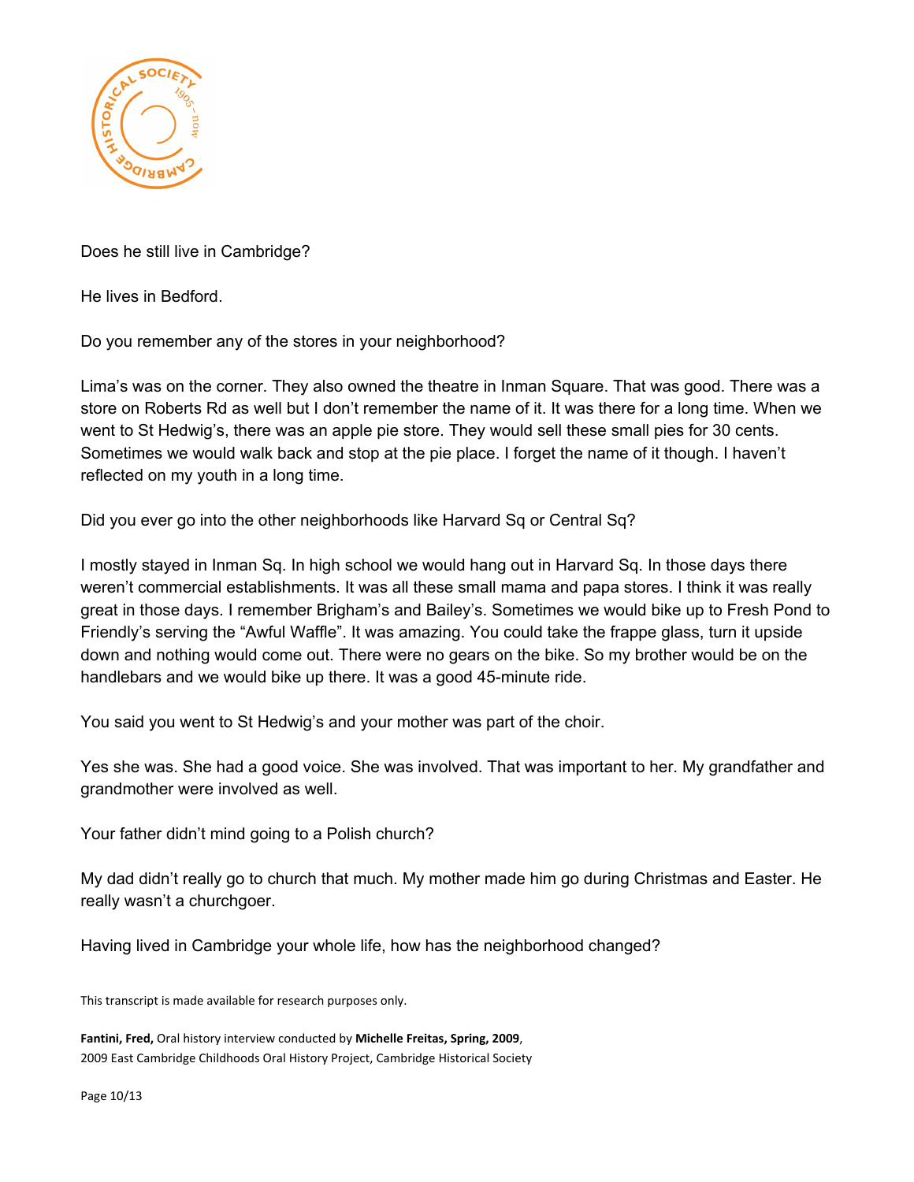Does he still live in Cambridge?

He lives in Bedford.

Do you remember any of the stores in your neighborhood?

Lima's was on the corner. They also owned the theatre in Inman Square. That was good. There was a store on Roberts Rd as well but I don't remember the name of it. It was there for a long time. When we went to St Hedwig's, there was an apple pie store. They would sell these small pies for 30 cents. Sometimes we would walk back and stop at the pie place. I forget the name of it though. I haven't reflected on my youth in a long time.

Did you ever go into the other neighborhoods like Harvard Sq or Central Sq?

I mostly stayed in Inman Sq. In high school we would hang out in Harvard Sq. In those days there weren't commercial establishments. It was all these small mama and papa stores. I think it was really great in those days. I remember Brigham's and Bailey's. Sometimes we would bike up to Fresh Pond to Friendly's serving the "Awful Waffle". It was amazing. You could take the frappe glass, turn it upside down and nothing would come out. There were no gears on the bike. So my brother would be on the handlebars and we would bike up there. It was a good 45-minute ride.

You said you went to St Hedwig's and your mother was part of the choir.

Yes she was. She had a good voice. She was involved. That was important to her. My grandfather and grandmother were involved as well.

Your father didn't mind going to a Polish church?

My dad didn't really go to church that much. My mother made him go during Christmas and Easter. He really wasn't a churchgoer.

Having lived in Cambridge your whole life, how has the neighborhood changed?

This transcript is made available for research purposes only.

**Fantini, Fred,** Oral history interview conducted by **Michelle Freitas, Spring, 2009**, 2009 East Cambridge Childhoods Oral History Project, Cambridge Historical Society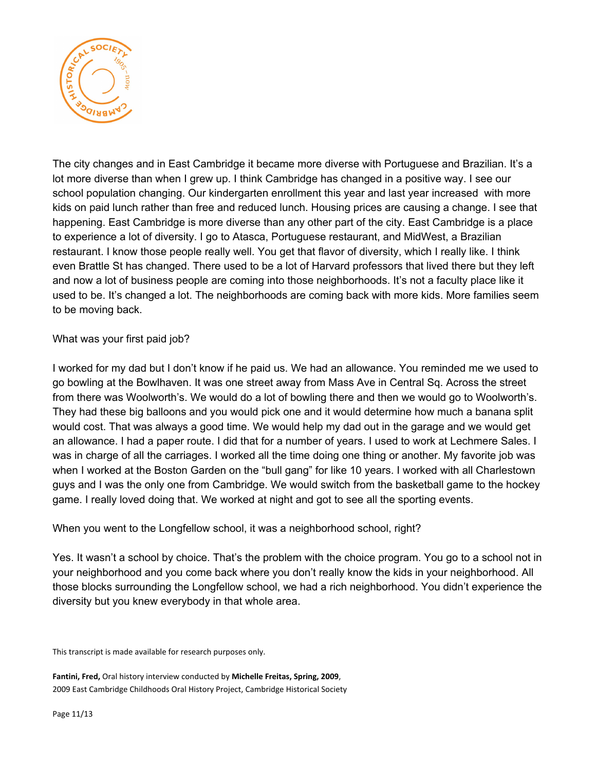The city changes and in East Cambridge it became more diverse with Portuguese and Brazilian. It's a lot more diverse than when I grew up. I think Cambridge has changed in a positive way. I see our school population changing. Our kindergarten enrollment this year and last year increased with more kids on paid lunch rather than free and reduced lunch. Housing prices are causing a change. I see that happening. East Cambridge is more diverse than any other part of the city. East Cambridge is a place to experience a lot of diversity. I go to Atasca, Portuguese restaurant, and MidWest, a Brazilian restaurant. I know those people really well. You get that flavor of diversity, which I really like. I think even Brattle St has changed. There used to be a lot of Harvard professors that lived there but they left and now a lot of business people are coming into those neighborhoods. It's not a faculty place like it used to be. It's changed a lot. The neighborhoods are coming back with more kids. More families seem to be moving back.

What was your first paid job?

I worked for my dad but I don't know if he paid us. We had an allowance. You reminded me we used to go bowling at the Bowlhaven. It was one street away from Mass Ave in Central Sq. Across the street from there was Woolworth's. We would do a lot of bowling there and then we would go to Woolworth's. They had these big balloons and you would pick one and it would determine how much a banana split would cost. That was always a good time. We would help my dad out in the garage and we would get an allowance. I had a paper route. I did that for a number of years. I used to work at Lechmere Sales. I was in charge of all the carriages. I worked all the time doing one thing or another. My favorite job was when I worked at the Boston Garden on the "bull gang" for like 10 years. I worked with all Charlestown guys and I was the only one from Cambridge. We would switch from the basketball game to the hockey game. I really loved doing that. We worked at night and got to see all the sporting events.

When you went to the Longfellow school, it was a neighborhood school, right?

Yes. It wasn't a school by choice. That's the problem with the choice program. You go to a school not in your neighborhood and you come back where you don't really know the kids in your neighborhood. All those blocks surrounding the Longfellow school, we had a rich neighborhood. You didn't experience the diversity but you knew everybody in that whole area.

This transcript is made available for research purposes only.

**Fantini, Fred,** Oral history interview conducted by **Michelle Freitas, Spring, 2009**,
2009 East Cambridge Childhoods Oral History Project, Cambridge Historical Society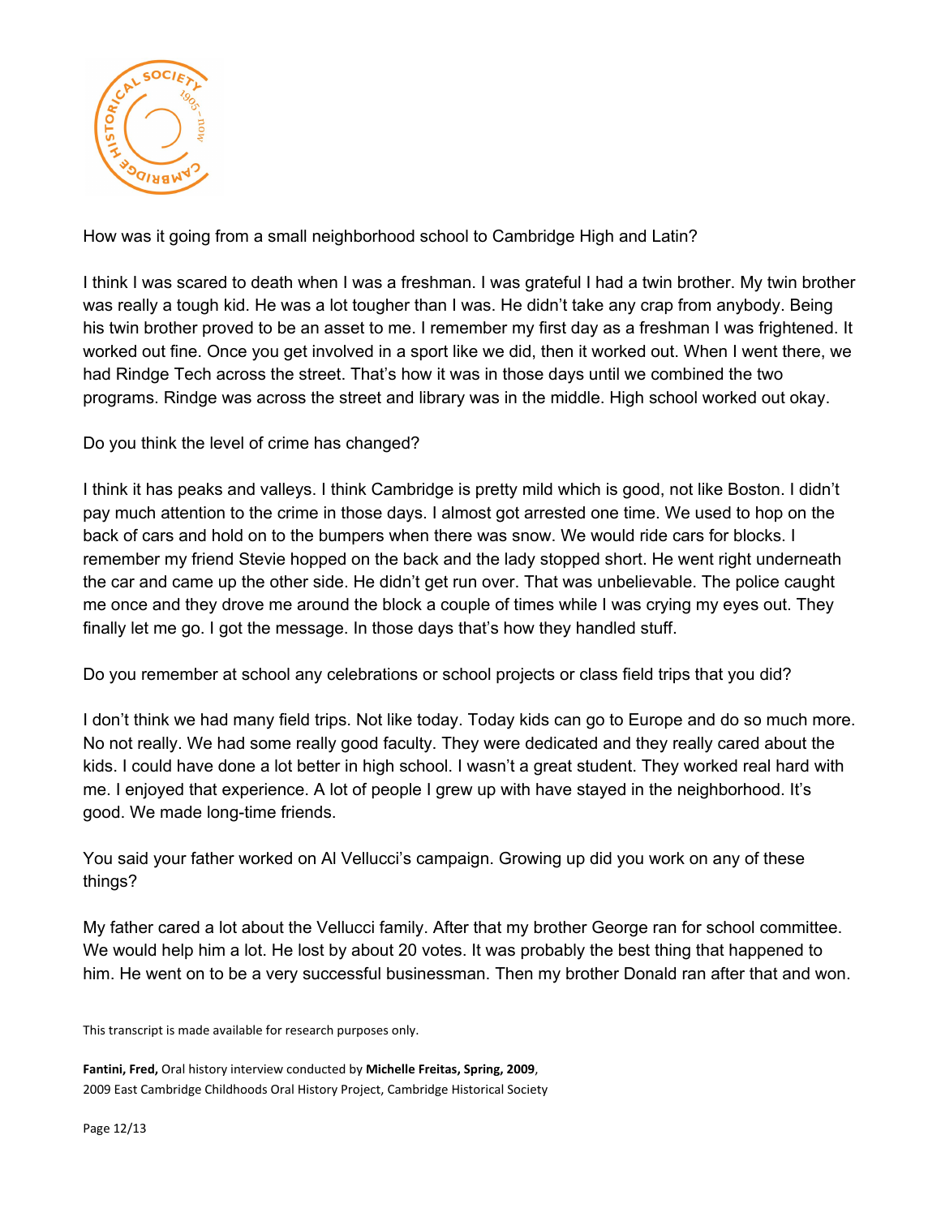How was it going from a small neighborhood school to Cambridge High and Latin?

I think I was scared to death when I was a freshman. I was grateful I had a twin brother. My twin brother was really a tough kid. He was a lot tougher than I was. He didn't take any crap from anybody. Being his twin brother proved to be an asset to me. I remember my first day as a freshman I was frightened. It worked out fine. Once you get involved in a sport like we did, then it worked out. When I went there, we had Rindge Tech across the street. That's how it was in those days until we combined the two programs. Rindge was across the street and library was in the middle. High school worked out okay.

Do you think the level of crime has changed?

I think it has peaks and valleys. I think Cambridge is pretty mild which is good, not like Boston. I didn't pay much attention to the crime in those days. I almost got arrested one time. We used to hop on the back of cars and hold on to the bumpers when there was snow. We would ride cars for blocks. I remember my friend Stevie hopped on the back and the lady stopped short. He went right underneath the car and came up the other side. He didn't get run over. That was unbelievable. The police caught me once and they drove me around the block a couple of times while I was crying my eyes out. They finally let me go. I got the message. In those days that's how they handled stuff.

Do you remember at school any celebrations or school projects or class field trips that you did?

I don't think we had many field trips. Not like today. Today kids can go to Europe and do so much more. No not really. We had some really good faculty. They were dedicated and they really cared about the kids. I could have done a lot better in high school. I wasn't a great student. They worked real hard with me. I enjoyed that experience. A lot of people I grew up with have stayed in the neighborhood. It's good. We made long-time friends.

You said your father worked on Al Vellucci's campaign. Growing up did you work on any of these things?

My father cared a lot about the Vellucci family. After that my brother George ran for school committee. We would help him a lot. He lost by about 20 votes. It was probably the best thing that happened to him. He went on to be a very successful businessman. Then my brother Donald ran after that and won.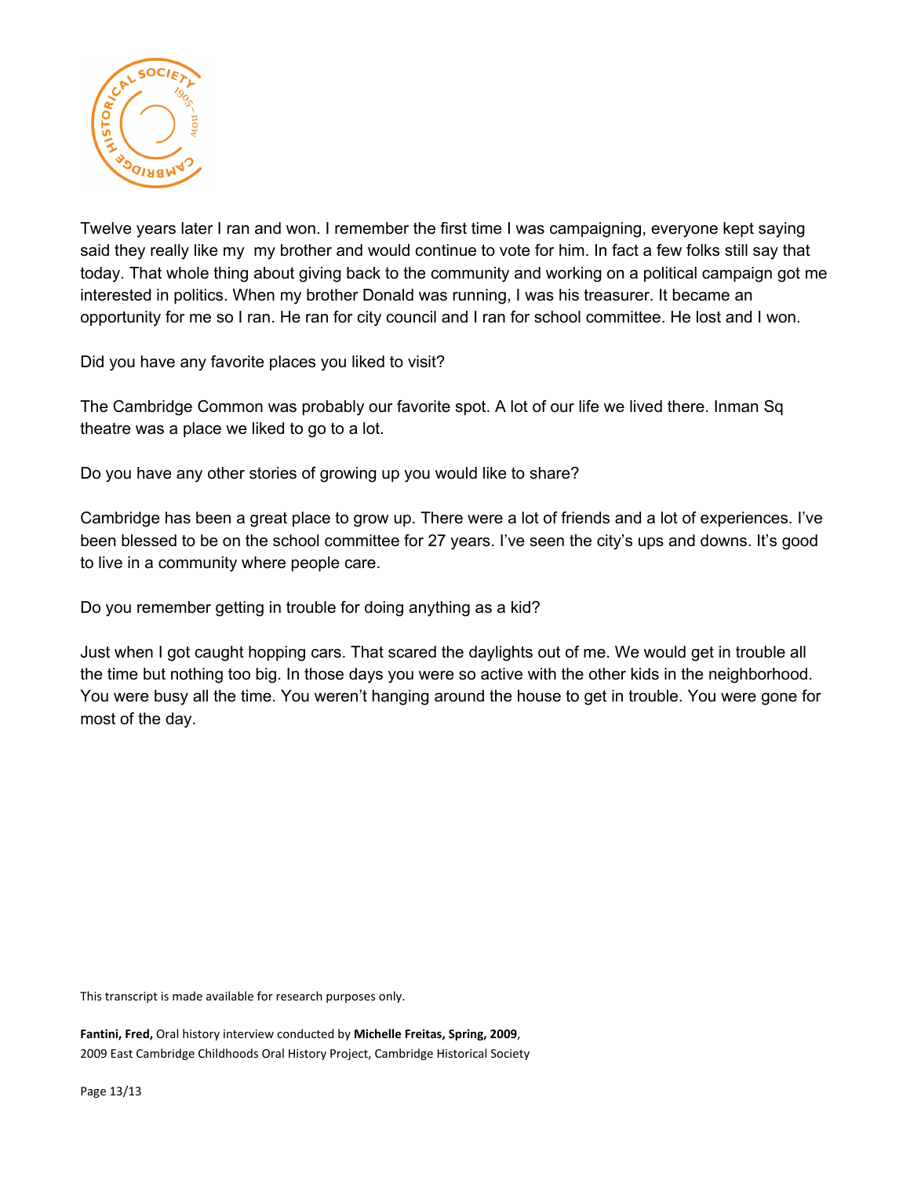Twelve years later I ran and won. I remember the first time I was campaigning, everyone kept saying said they really like my  my brother and would continue to vote for him. In fact a few folks still say that today. That whole thing about giving back to the community and working on a political campaign got me interested in politics. When my brother Donald was running, I was his treasurer. It became an opportunity for me so I ran. He ran for city council and I ran for school committee. He lost and I won.

Did you have any favorite places you liked to visit?

The Cambridge Common was probably our favorite spot. A lot of our life we lived there. Inman Sq theatre was a place we liked to go to a lot.

Do you have any other stories of growing up you would like to share?

Cambridge has been a great place to grow up. There were a lot of friends and a lot of experiences. I've been blessed to be on the school committee for 27 years. I've seen the city's ups and downs. It's good to live in a community where people care.

Do you remember getting in trouble for doing anything as a kid?

Just when I got caught hopping cars. That scared the daylights out of me. We would get in trouble all the time but nothing too big. In those days you were so active with the other kids in the neighborhood. You were busy all the time. You weren't hanging around the house to get in trouble. You were gone for most of the day.